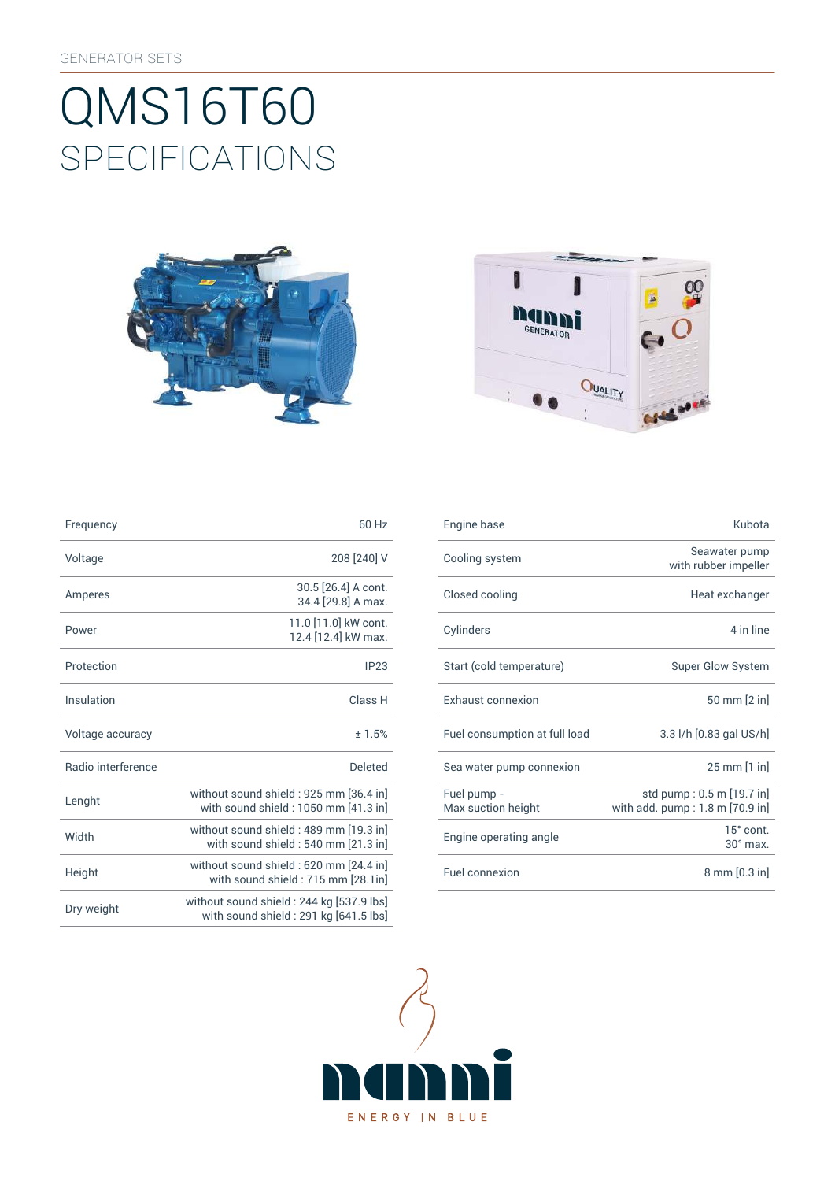GENERATOR SETS

# QMS16T60

## SPECIFICATIONS

| | |
|---|---|
| Frequency | 60 Hz |
| Voltage | 208 [240] V |
| Amperes | 30.5 [26.4] A cont.<br>34.4 [29.8] A max. |
| Power | 11.0 [11.0] kW cont.<br>12.4 [12.4] kW max. |
| Protection | IP23 |
| Insulation | Class H |
| Voltage accuracy | ± 1.5% |
| Radio interference | Deleted |
| Lenght | without sound shield : 925 mm [36.4 in]<br>with sound shield : 1050 mm [41.3 in] |
| Width | without sound shield : 489 mm [19.3 in]<br>with sound shield : 540 mm [21.3 in] |
| Height | without sound shield : 620 mm [24.4 in]<br>with sound shield : 715 mm [28.1in] |
| Dry weight | without sound shield : 244 kg [537.9 lbs]<br>with sound shield : 291 kg [641.5 lbs] |

| | |
|---|---|
| Engine base | Kubota |
| Cooling system | Seawater pump<br>with rubber impeller |
| Closed cooling | Heat exchanger |
| Cylinders | 4 in line |
| Start (cold temperature) | Super Glow System |
| Exhaust connexion | 50 mm [2 in] |
| Fuel consumption at full load | 3.3 l/h [0.83 gal US/h] |
| Sea water pump connexion | 25 mm [1 in] |
| Fuel pump -<br>Max suction height | std pump : 0.5 m [19.7 in]<br>with add. pump : 1.8 m [70.9 in] |
| Engine operating angle | 15° cont.<br>30° max. |
| Fuel connexion | 8 mm [0.3 in] |

nanni

ENERGY IN BLUE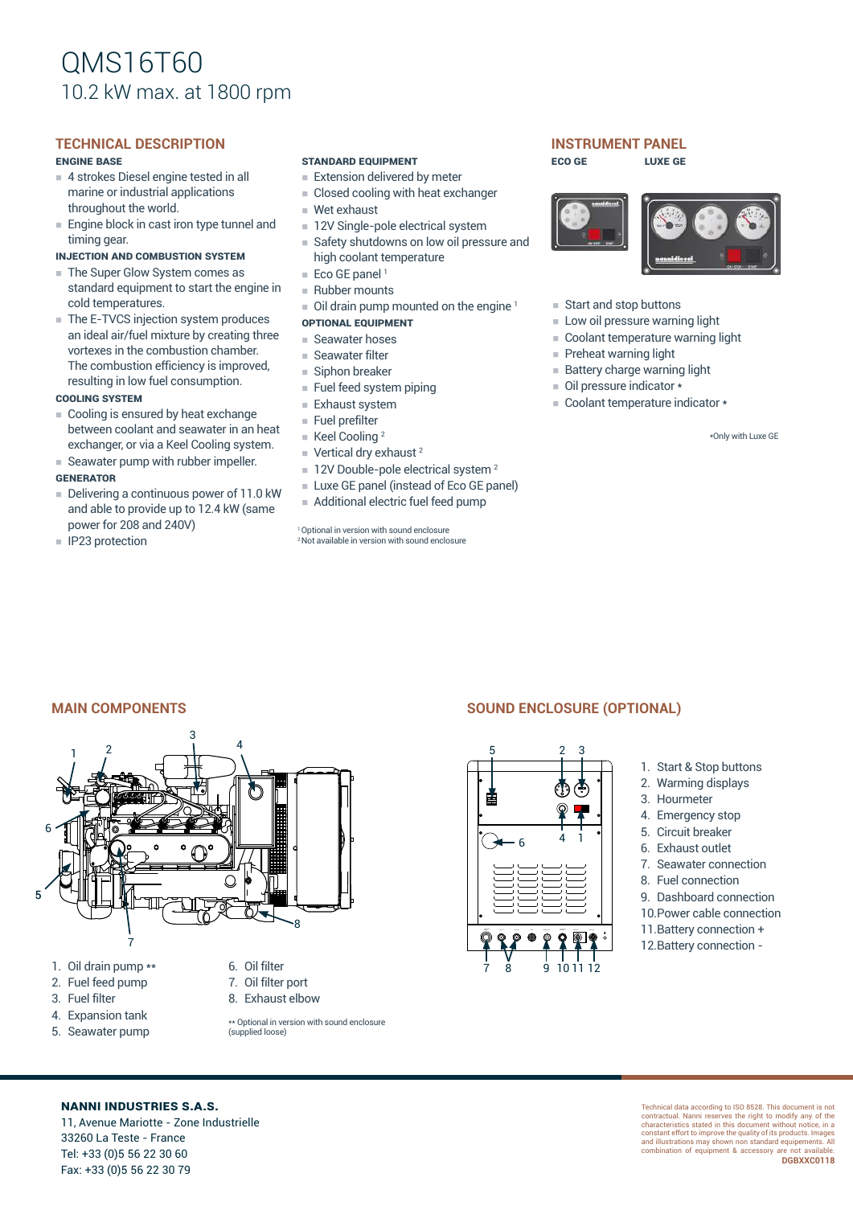# QMS16T60

10.2 kW max. at 1800 rpm

## TECHNICAL DESCRIPTION

### ENGINE BASE

- 4 strokes Diesel engine tested in all marine or industrial applications throughout the world.
- Engine block in cast iron type tunnel and timing gear.

### INJECTION AND COMBUSTION SYSTEM

- The Super Glow System comes as standard equipment to start the engine in cold temperatures.
- The E-TVCS injection system produces an ideal air/fuel mixture by creating three vortexes in the combustion chamber. The combustion efficiency is improved, resulting in low fuel consumption.

### COOLING SYSTEM

- Cooling is ensured by heat exchange between coolant and seawater in an heat exchanger, or via a Keel Cooling system.
- Seawater pump with rubber impeller.

### GENERATOR

- Delivering a continuous power of 11.0 kW and able to provide up to 12.4 kW (same power for 208 and 240V)
- IP23 protection

### STANDARD EQUIPMENT

- Extension delivered by meter
- Closed cooling with heat exchanger
- Wet exhaust
- 12V Single-pole electrical system
- Safety shutdowns on low oil pressure and high coolant temperature
- Eco GE panel [1]
- Rubber mounts
- Oil drain pump mounted on the engine [1]

### OPTIONAL EQUIPMENT

- Seawater hoses
- Seawater filter
- Siphon breaker
- Fuel feed system piping
- Exhaust system
- Fuel prefilter
- Keel Cooling [2]
- Vertical dry exhaust [2]
- 12V Double-pole electrical system [2]
- Luxe GE panel (instead of Eco GE panel)
- Additional electric fuel feed pump

[1] Optional in version with sound enclosure
[2] Not available in version with sound enclosure

## INSTRUMENT PANEL

**ECO GE** **LUXE GE**

- Start and stop buttons
- Low oil pressure warning light
- Coolant temperature warning light
- Preheat warning light
- Battery charge warning light
- Oil pressure indicator *
- Coolant temperature indicator *

*Only with Luxe GE

## MAIN COMPONENTS

1. Oil drain pump **
2. Fuel feed pump
3. Fuel filter
4. Expansion tank
5. Seawater pump
6. Oil filter
7. Oil filter port
8. Exhaust elbow

** Optional in version with sound enclosure (supplied loose)

## SOUND ENCLOSURE (OPTIONAL)

1. Start & Stop buttons
2. Warning displays
3. Hourmeter
4. Emergency stop
5. Circuit breaker
6. Exhaust outlet
7. Seawater connection
8. Fuel connection
9. Dashboard connection
10. Power cable connection
11. Battery connection +
12. Battery connection -

**NANNI INDUSTRIES S.A.S.**
11, Avenue Mariotte - Zone Industrielle
33260 La Teste - France
Tel: +33 (0)5 56 22 30 60
Fax: +33 (0)5 56 22 30 79

Technical data according to ISO 8528. This document is not contractual. Nanni reserves the right to modify any of the characteristics stated in this document without notice, in a constant effort to improve the quality of its products. Images and illustrations may shown non standard equipements. All combination of equipment & accessory are not available.
DGBXXC0118